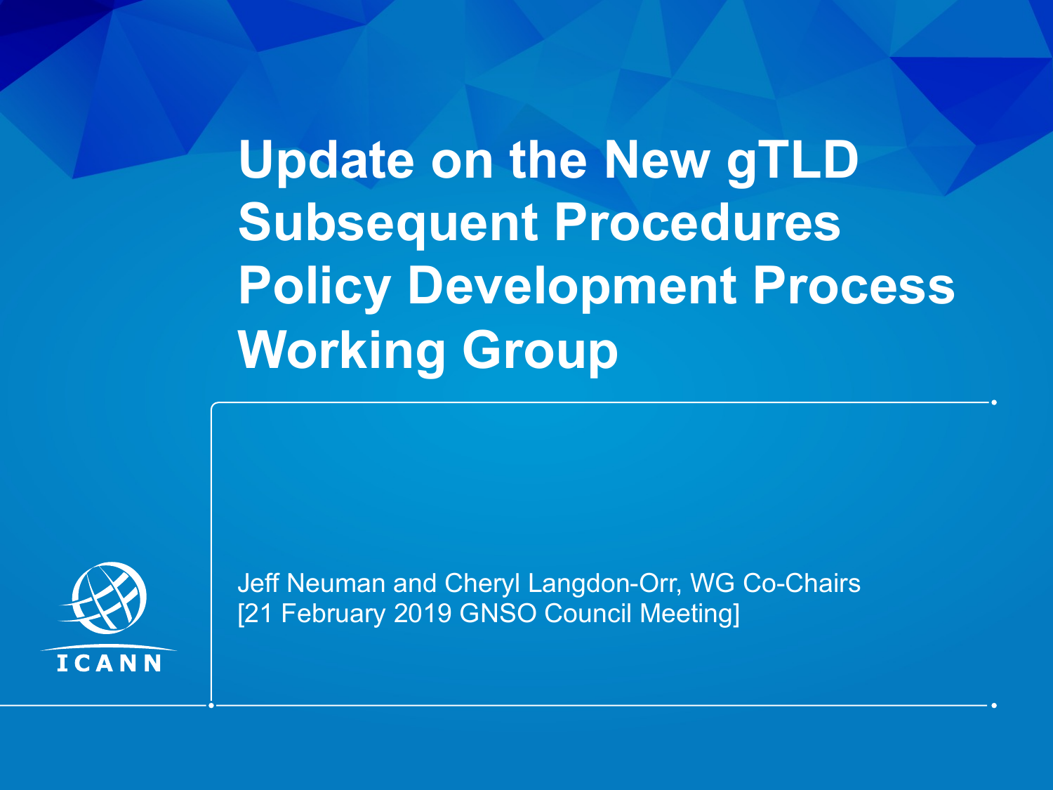# Update on the New gTLD Subsequent Procedures Policy Development Process Working Group

Jeff Neuman and Cheryl Langdon-Orr, WG Co-Chairs
[21 February 2019 GNSO Council Meeting]

ICANN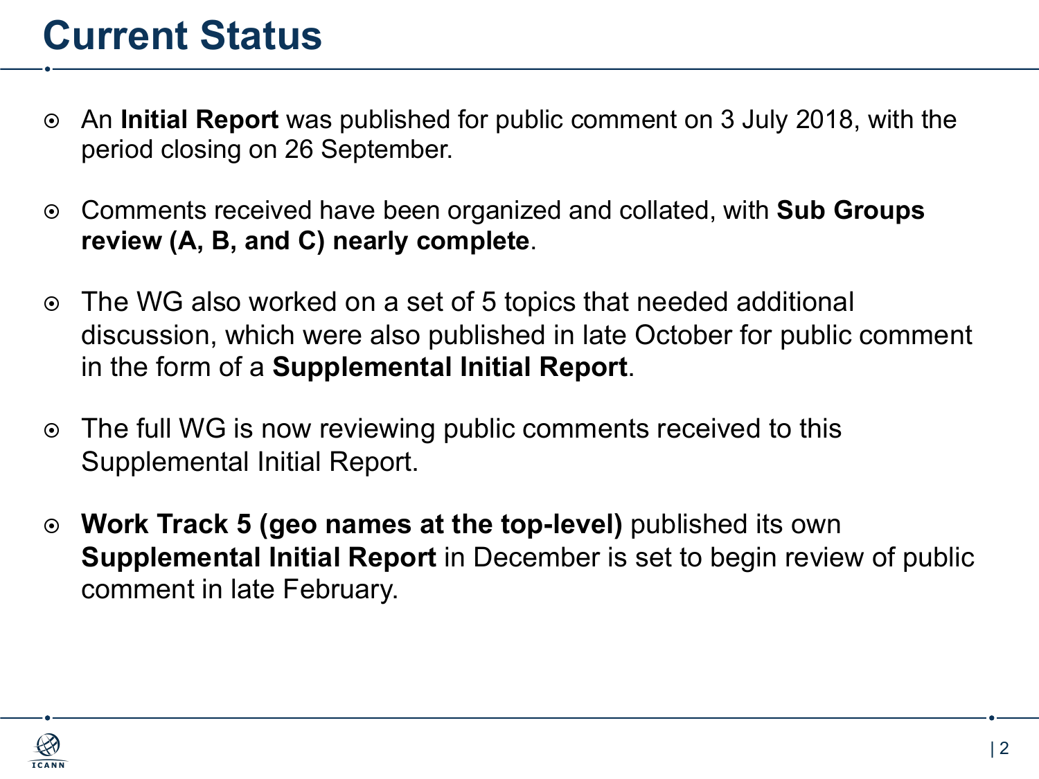# Current Status

- An **Initial Report** was published for public comment on 3 July 2018, with the period closing on 26 September.

- Comments received have been organized and collated, with **Sub Groups review (A, B, and C) nearly complete**.

- The WG also worked on a set of 5 topics that needed additional discussion, which were also published in late October for public comment in the form of a **Supplemental Initial Report**.

- The full WG is now reviewing public comments received to this Supplemental Initial Report.

- **Work Track 5 (geo names at the top-level)** published its own **Supplemental Initial Report** in December is set to begin review of public comment in late February.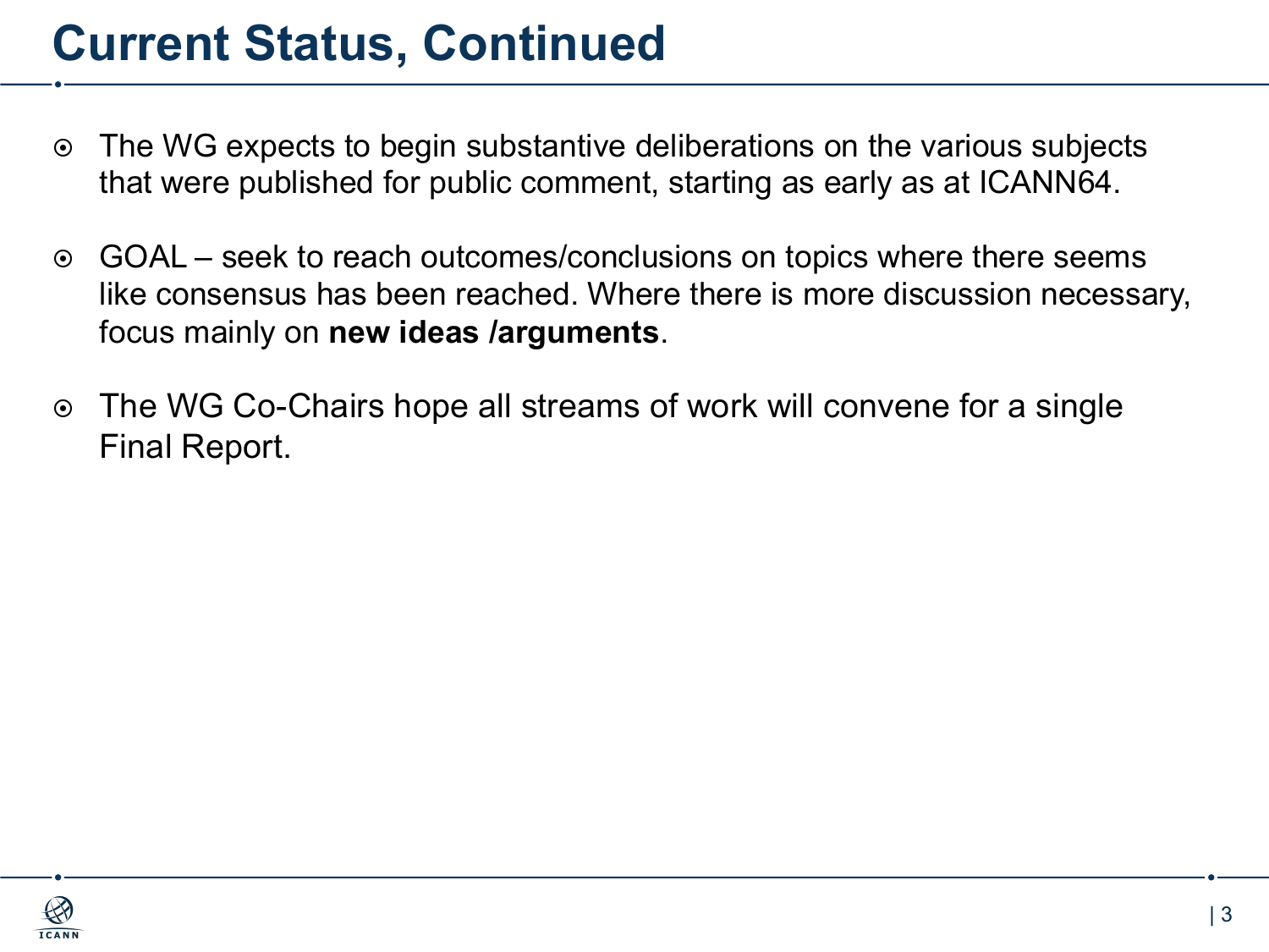# Current Status, Continued

- The WG expects to begin substantive deliberations on the various subjects that were published for public comment, starting as early as at ICANN64.
- GOAL – seek to reach outcomes/conclusions on topics where there seems like consensus has been reached. Where there is more discussion necessary, focus mainly on **new ideas /arguments**.
- The WG Co-Chairs hope all streams of work will convene for a single Final Report.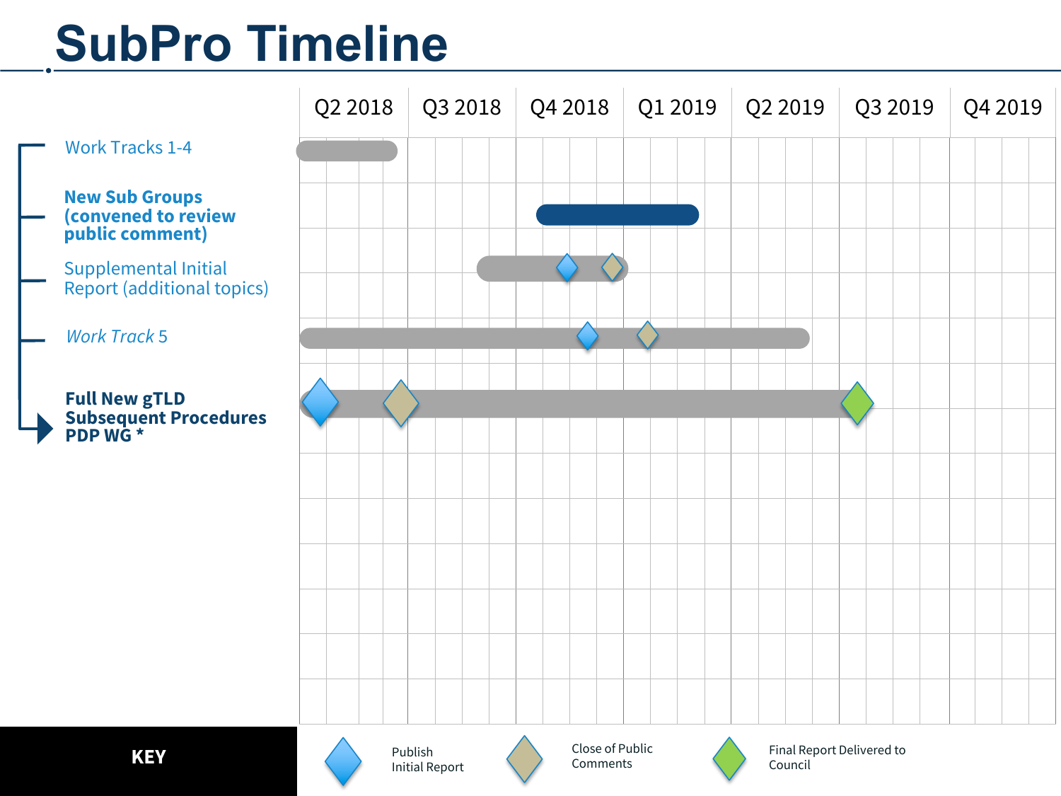# SubPro Timeline

| | Q2 2018 | Q3 2018 | Q4 2018 | Q1 2019 | Q2 2019 | Q3 2019 | Q4 2019 |
|---|---|---|---|---|---|---|---|
| Work Tracks 1-4 | | | | | | | |
| **New Sub Groups (convened to review public comment)** | | | | | | | |
| Supplemental Initial Report (additional topics) | | | | | | | |
| *Work Track* 5 | | | | | | | |
| **Full New gTLD Subsequent Procedures PDP WG \*** | | | | | | | |

**KEY**

- Publish Initial Report
- Close of Public Comments
- Final Report Delivered to Council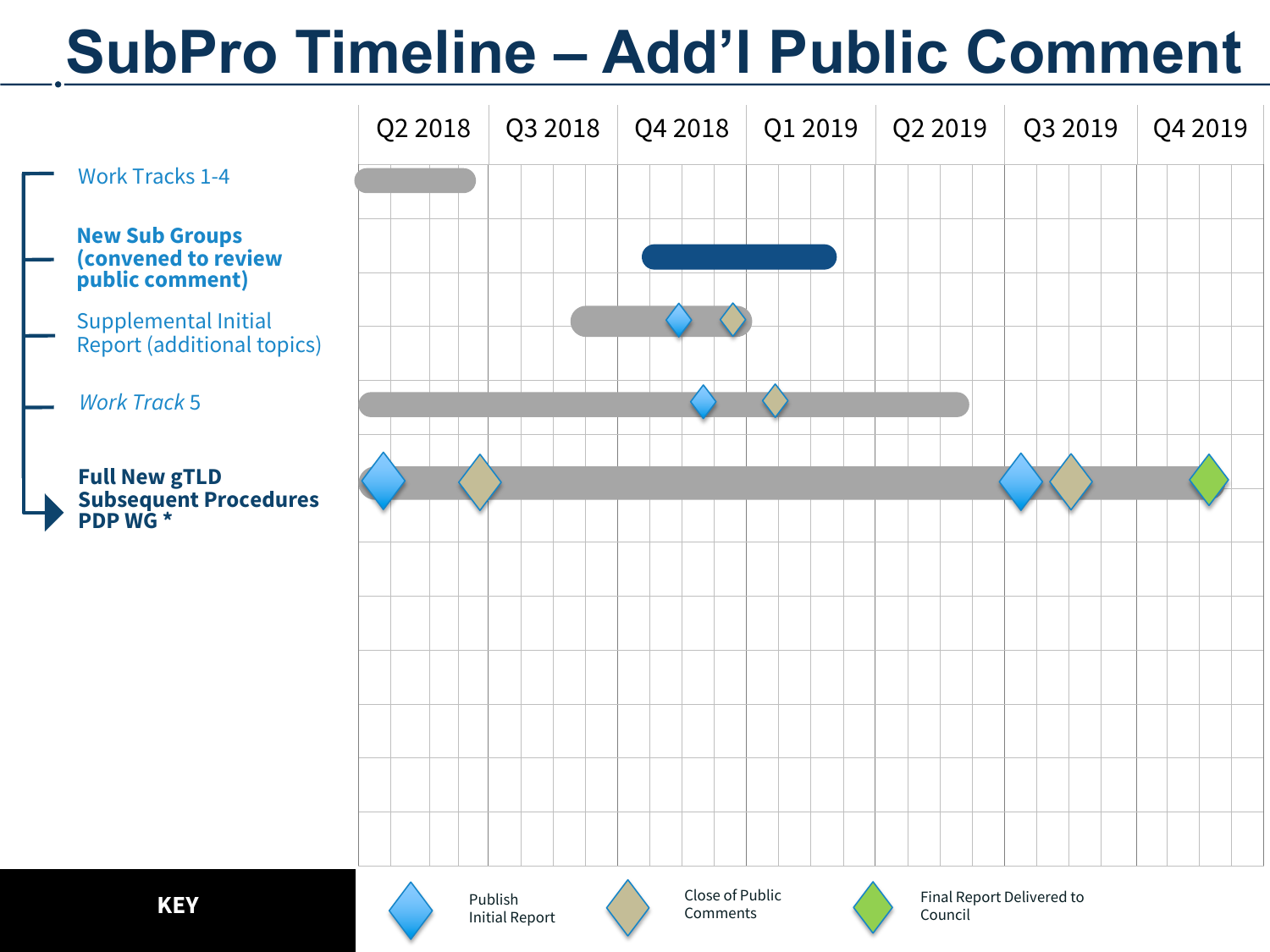# SubPro Timeline – Add'l Public Comment

| | Q2 2018 | Q3 2018 | Q4 2018 | Q1 2019 | Q2 2019 | Q3 2019 | Q4 2019 |
|---|---|---|---|---|---|---|---|
| Work Tracks 1-4 | | | | | | | |
| **New Sub Groups (convened to review public comment)** | | | | | | | |
| Supplemental Initial Report (additional topics) | | | | | | | |
| *Work Track* 5 | | | | | | | |
| **Full New gTLD Subsequent Procedures PDP WG \*** | | | | | | | |

**KEY**

- Publish Initial Report
- Close of Public Comments
- Final Report Delivered to Council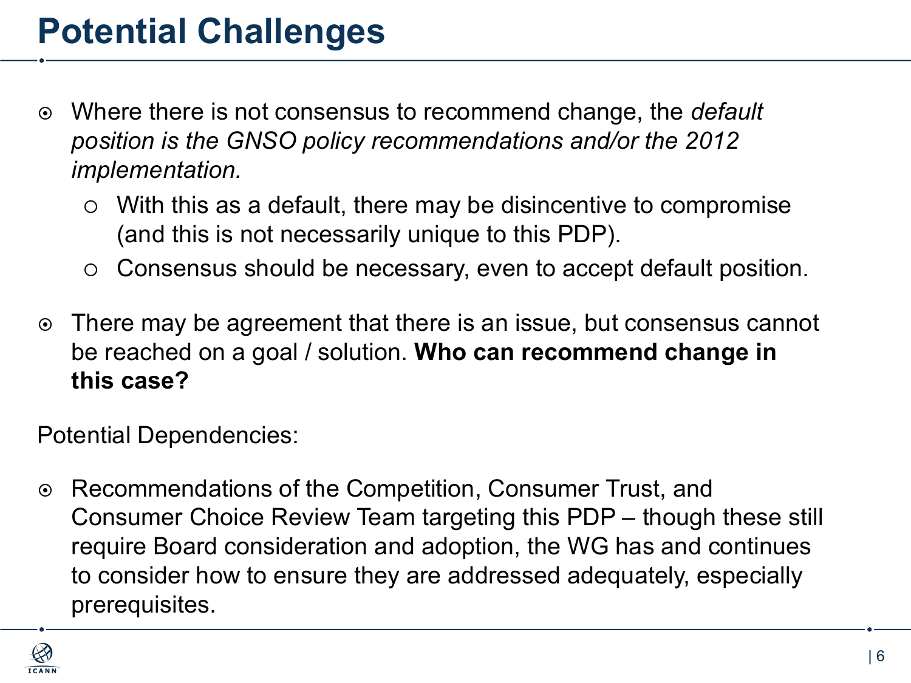# Potential Challenges

- Where there is not consensus to recommend change, the *default position is the GNSO policy recommendations and/or the 2012 implementation.*
  - With this as a default, there may be disincentive to compromise (and this is not necessarily unique to this PDP).
  - Consensus should be necessary, even to accept default position.
- There may be agreement that there is an issue, but consensus cannot be reached on a goal / solution. **Who can recommend change in this case?**

Potential Dependencies:

- Recommendations of the Competition, Consumer Trust, and Consumer Choice Review Team targeting this PDP – though these still require Board consideration and adoption, the WG has and continues to consider how to ensure they are addressed adequately, especially prerequisites.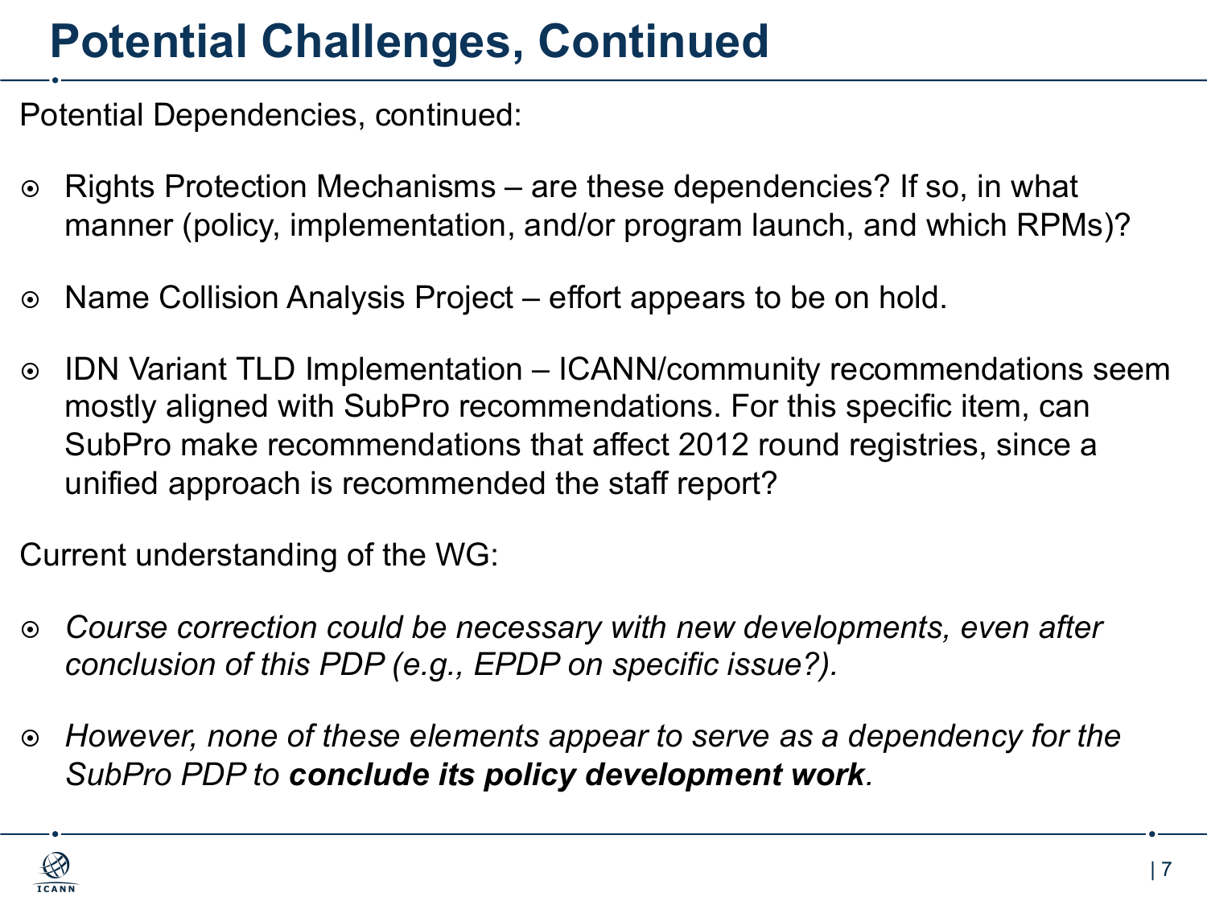# Potential Challenges, Continued

Potential Dependencies, continued:

- Rights Protection Mechanisms – are these dependencies? If so, in what manner (policy, implementation, and/or program launch, and which RPMs)?
- Name Collision Analysis Project – effort appears to be on hold.
- IDN Variant TLD Implementation – ICANN/community recommendations seem mostly aligned with SubPro recommendations. For this specific item, can SubPro make recommendations that affect 2012 round registries, since a unified approach is recommended the staff report?

Current understanding of the WG:

- *Course correction could be necessary with new developments, even after conclusion of this PDP (e.g., EPDP on specific issue?).*
- *However, none of these elements appear to serve as a dependency for the SubPro PDP to* ***conclude its policy development work****.*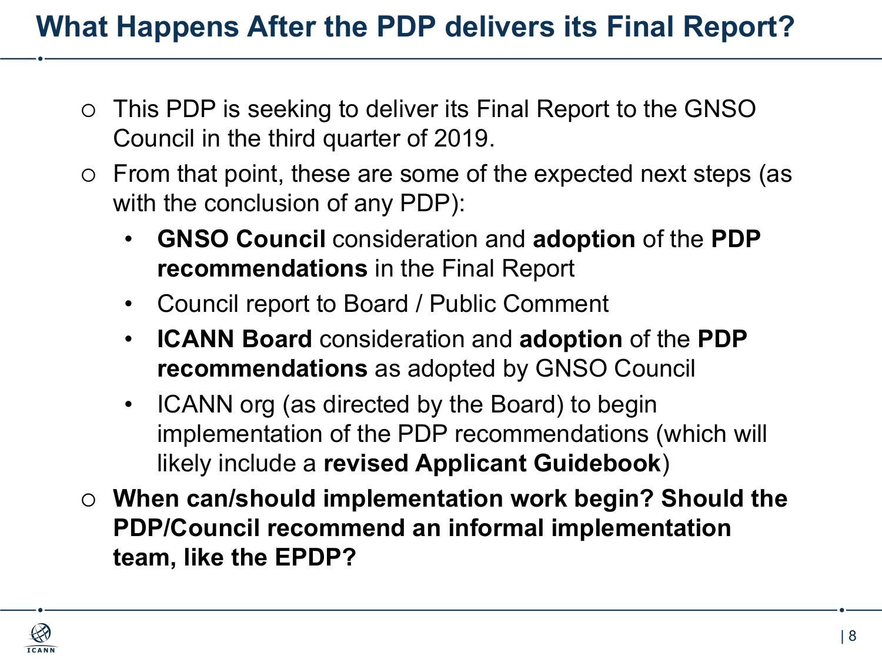# What Happens After the PDP delivers its Final Report?

- This PDP is seeking to deliver its Final Report to the GNSO Council in the third quarter of 2019.
- From that point, these are some of the expected next steps (as with the conclusion of any PDP):
  - **GNSO Council** consideration and **adoption** of the **PDP recommendations** in the Final Report
  - Council report to Board / Public Comment
  - **ICANN Board** consideration and **adoption** of the **PDP recommendations** as adopted by GNSO Council
  - ICANN org (as directed by the Board) to begin implementation of the PDP recommendations (which will likely include a **revised Applicant Guidebook**)
- **When can/should implementation work begin? Should the PDP/Council recommend an informal implementation team, like the EPDP?**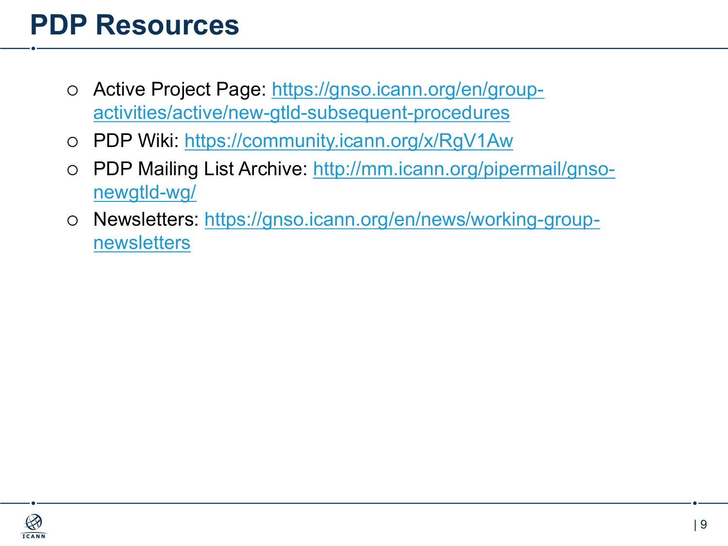# PDP Resources

- Active Project Page: https://gnso.icann.org/en/group-activities/active/new-gtld-subsequent-procedures
- PDP Wiki: https://community.icann.org/x/RgV1Aw
- PDP Mailing List Archive: http://mm.icann.org/pipermail/gnso-newgtld-wg/
- Newsletters: https://gnso.icann.org/en/news/working-group-newsletters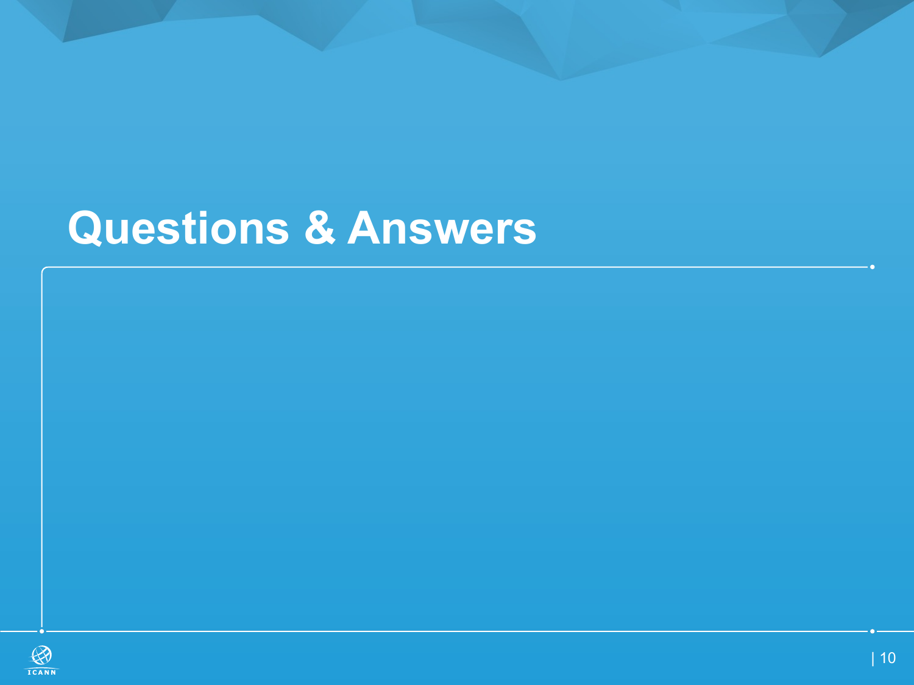# Questions & Answers